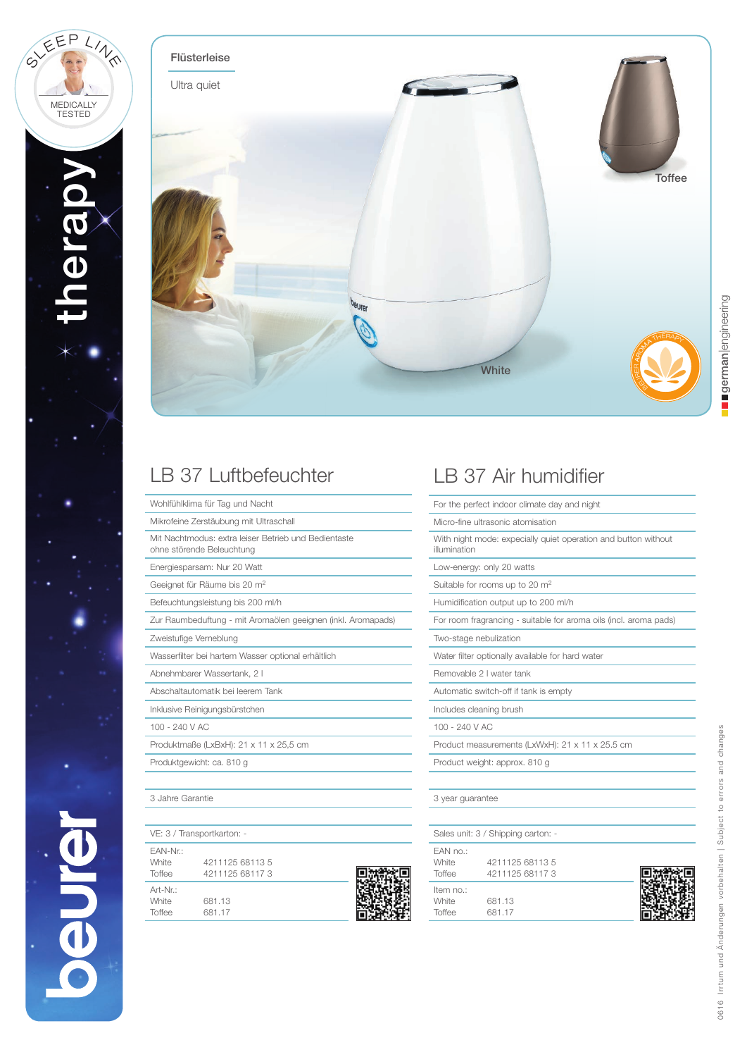SLEEP LINE

MEDICALLY TESTED

therapy

beurer

Flüsterleise

Ultra quiet

Toffee

White

BEURER AROMA THERAPY

german|engineering

# LB 37 Luftbefeuchter

- Wohlfühlklima für Tag und Nacht
- Mikrofeine Zerstäubung mit Ultraschall
- Mit Nachtmodus: extra leiser Betrieb und Bedientaste ohne störende Beleuchtung
- Energiesparsam: Nur 20 Watt
- Geeignet für Räume bis 20 m²
- Befeuchtungsleistung bis 200 ml/h
- Zur Raumbeduftung - mit Aromaölen geeignen (inkl. Aromapads)
- Zweistufige Verneblung
- Wasserfilter bei hartem Wasser optional erhältlich
- Abnehmbarer Wassertank, 2 l
- Abschaltautomatik bei leerem Tank
- Inklusive Reinigungsbürstchen
- 100 - 240 V AC
- Produktmaße (LxBxH): 21 x 11 x 25,5 cm
- Produktgewicht: ca. 810 g

3 Jahre Garantie

VE: 3 / Transportkarton: -

| EAN-Nr.: | |
|---|---|
| White | 4211125 68113 5 |
| Toffee | 4211125 68117 3 |

| Art-Nr.: | |
|---|---|
| White | 681.13 |
| Toffee | 681.17 |

# LB 37 Air humidifier

- For the perfect indoor climate day and night
- Micro-fine ultrasonic atomisation
- With night mode: expecially quiet operation and button without illumination
- Low-energy: only 20 watts
- Suitable for rooms up to 20 m²
- Humidification output up to 200 ml/h
- For room fragrancing - suitable for aroma oils (incl. aroma pads)
- Two-stage nebulization
- Water filter optionally available for hard water
- Removable 2 l water tank
- Automatic switch-off if tank is empty
- Includes cleaning brush
- 100 - 240 V AC
- Product measurements (LxWxH): 21 x 11 x 25.5 cm
- Product weight: approx. 810 g

3 year guarantee

Sales unit: 3 / Shipping carton: -

| EAN no.: | |
|---|---|
| White | 4211125 68113 5 |
| Toffee | 4211125 68117 3 |

| Item no.: | |
|---|---|
| White | 681.13 |
| Toffee | 681.17 |

0616 Irrtum und Änderungen vorbehalten | Subject to errors and changes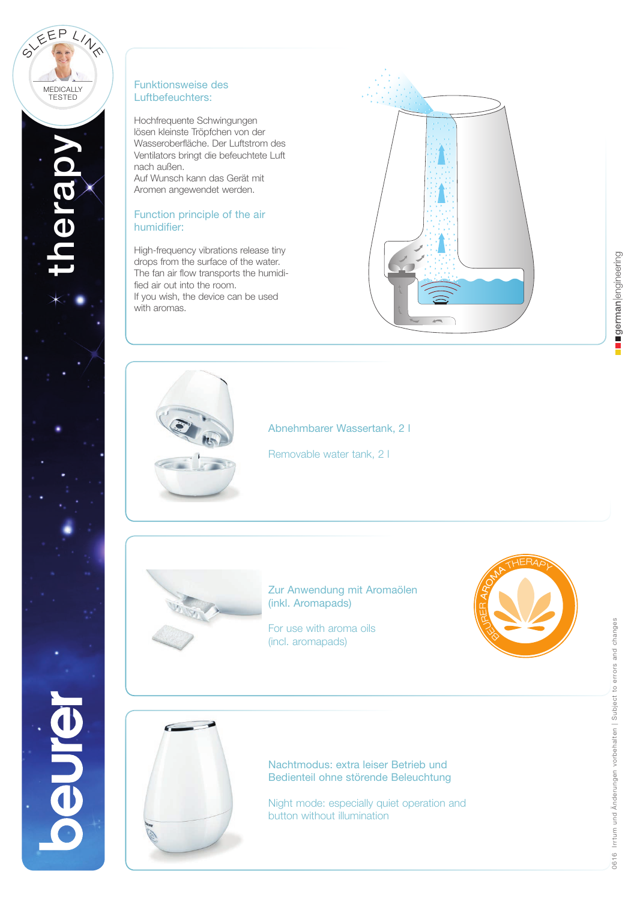## Funktionsweise des Luftbefeuchters:

Hochfrequente Schwingungen lösen kleinste Tröpfchen von der Wasseroberfläche. Der Luftstrom des Ventilators bringt die befeuchtete Luft nach außen.
Auf Wunsch kann das Gerät mit Aromen angewendet werden.

## Function principle of the air humidifier:

High-frequency vibrations release tiny drops from the surface of the water. The fan air flow transports the humidified air out into the room.
If you wish, the device can be used with aromas.

Abnehmbarer Wassertank, 2 l

Removable water tank, 2 l

Zur Anwendung mit Aromaölen (inkl. Aromapads)

For use with aroma oils (incl. aromapads)

Nachtmodus: extra leiser Betrieb und Bedienteil ohne störende Beleuchtung

Night mode: especially quiet operation and button without illumination

0616 Irrtum und Änderungen vorbehalten | Subject to errors and changes